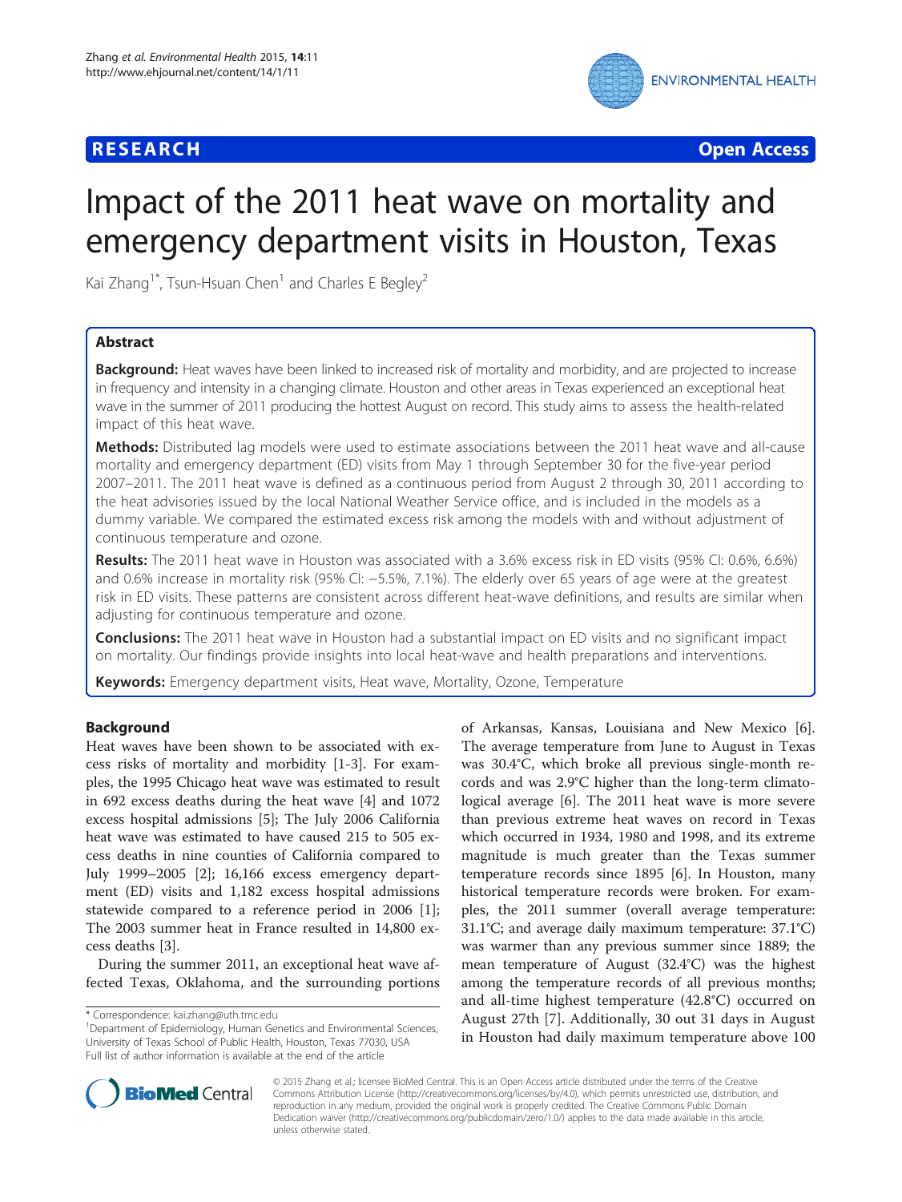**RESEARCH** **Open Access**

# Impact of the 2011 heat wave on mortality and emergency department visits in Houston, Texas

Kai Zhang[1*], Tsun-Hsuan Chen[1] and Charles E Begley[2]

## Abstract

**Background:** Heat waves have been linked to increased risk of mortality and morbidity, and are projected to increase in frequency and intensity in a changing climate. Houston and other areas in Texas experienced an exceptional heat wave in the summer of 2011 producing the hottest August on record. This study aims to assess the health-related impact of this heat wave.

**Methods:** Distributed lag models were used to estimate associations between the 2011 heat wave and all-cause mortality and emergency department (ED) visits from May 1 through September 30 for the five-year period 2007–2011. The 2011 heat wave is defined as a continuous period from August 2 through 30, 2011 according to the heat advisories issued by the local National Weather Service office, and is included in the models as a dummy variable. We compared the estimated excess risk among the models with and without adjustment of continuous temperature and ozone.

**Results:** The 2011 heat wave in Houston was associated with a 3.6% excess risk in ED visits (95% CI: 0.6%, 6.6%) and 0.6% increase in mortality risk (95% CI: −5.5%, 7.1%). The elderly over 65 years of age were at the greatest risk in ED visits. These patterns are consistent across different heat-wave definitions, and results are similar when adjusting for continuous temperature and ozone.

**Conclusions:** The 2011 heat wave in Houston had a substantial impact on ED visits and no significant impact on mortality. Our findings provide insights into local heat-wave and health preparations and interventions.

**Keywords:** Emergency department visits, Heat wave, Mortality, Ozone, Temperature

## Background

Heat waves have been shown to be associated with excess risks of mortality and morbidity [1-3]. For examples, the 1995 Chicago heat wave was estimated to result in 692 excess deaths during the heat wave [4] and 1072 excess hospital admissions [5]; The July 2006 California heat wave was estimated to have caused 215 to 505 excess deaths in nine counties of California compared to July 1999–2005 [2]; 16,166 excess emergency department (ED) visits and 1,182 excess hospital admissions statewide compared to a reference period in 2006 [1]; The 2003 summer heat in France resulted in 14,800 excess deaths [3].

During the summer 2011, an exceptional heat wave affected Texas, Oklahoma, and the surrounding portions of Arkansas, Kansas, Louisiana and New Mexico [6]. The average temperature from June to August in Texas was 30.4°C, which broke all previous single-month records and was 2.9°C higher than the long-term climatological average [6]. The 2011 heat wave is more severe than previous extreme heat waves on record in Texas which occurred in 1934, 1980 and 1998, and its extreme magnitude is much greater than the Texas summer temperature records since 1895 [6]. In Houston, many historical temperature records were broken. For examples, the 2011 summer (overall average temperature: 31.1°C; and average daily maximum temperature: 37.1°C) was warmer than any previous summer since 1889; the mean temperature of August (32.4°C) was the highest among the temperature records of all previous months; and all-time highest temperature (42.8°C) occurred on August 27th [7]. Additionally, 30 out 31 days in August in Houston had daily maximum temperature above 100

\* Correspondence: kai.zhang@uth.tmc.edu

[1]Department of Epidemiology, Human Genetics and Environmental Sciences, University of Texas School of Public Health, Houston, Texas 77030, USA

Full list of author information is available at the end of the article

© 2015 Zhang et al.; licensee BioMed Central. This is an Open Access article distributed under the terms of the Creative Commons Attribution License (http://creativecommons.org/licenses/by/4.0), which permits unrestricted use, distribution, and reproduction in any medium, provided the original work is properly credited. The Creative Commons Public Domain Dedication waiver (http://creativecommons.org/publicdomain/zero/1.0/) applies to the data made available in this article, unless otherwise stated.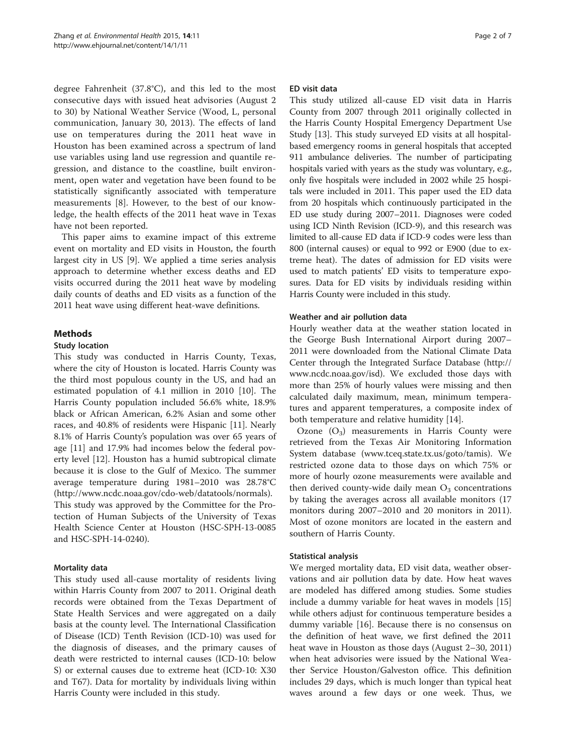degree Fahrenheit (37.8°C), and this led to the most consecutive days with issued heat advisories (August 2 to 30) by National Weather Service (Wood, L, personal communication, January 30, 2013). The effects of land use on temperatures during the 2011 heat wave in Houston has been examined across a spectrum of land use variables using land use regression and quantile regression, and distance to the coastline, built environment, open water and vegetation have been found to be statistically significantly associated with temperature measurements [8]. However, to the best of our knowledge, the health effects of the 2011 heat wave in Texas have not been reported.

This paper aims to examine impact of this extreme event on mortality and ED visits in Houston, the fourth largest city in US [9]. We applied a time series analysis approach to determine whether excess deaths and ED visits occurred during the 2011 heat wave by modeling daily counts of deaths and ED visits as a function of the 2011 heat wave using different heat-wave definitions.

## Methods

### Study location

This study was conducted in Harris County, Texas, where the city of Houston is located. Harris County was the third most populous county in the US, and had an estimated population of 4.1 million in 2010 [10]. The Harris County population included 56.6% white, 18.9% black or African American, 6.2% Asian and some other races, and 40.8% of residents were Hispanic [11]. Nearly 8.1% of Harris County's population was over 65 years of age [11] and 17.9% had incomes below the federal poverty level [12]. Houston has a humid subtropical climate because it is close to the Gulf of Mexico. The summer average temperature during 1981–2010 was 28.78°C (http://www.ncdc.noaa.gov/cdo-web/datatools/normals). This study was approved by the Committee for the Protection of Human Subjects of the University of Texas Health Science Center at Houston (HSC-SPH-13-0085 and HSC-SPH-14-0240).

### Mortality data

This study used all-cause mortality of residents living within Harris County from 2007 to 2011. Original death records were obtained from the Texas Department of State Health Services and were aggregated on a daily basis at the county level. The International Classification of Disease (ICD) Tenth Revision (ICD-10) was used for the diagnosis of diseases, and the primary causes of death were restricted to internal causes (ICD-10: below S) or external causes due to extreme heat (ICD-10: X30 and T67). Data for mortality by individuals living within Harris County were included in this study.

### ED visit data

This study utilized all-cause ED visit data in Harris County from 2007 through 2011 originally collected in the Harris County Hospital Emergency Department Use Study [13]. This study surveyed ED visits at all hospital-based emergency rooms in general hospitals that accepted 911 ambulance deliveries. The number of participating hospitals varied with years as the study was voluntary, e.g., only five hospitals were included in 2002 while 25 hospitals were included in 2011. This paper used the ED data from 20 hospitals which continuously participated in the ED use study during 2007–2011. Diagnoses were coded using ICD Ninth Revision (ICD-9), and this research was limited to all-cause ED data if ICD-9 codes were less than 800 (internal causes) or equal to 992 or E900 (due to extreme heat). The dates of admission for ED visits were used to match patients' ED visits to temperature exposures. Data for ED visits by individuals residing within Harris County were included in this study.

### Weather and air pollution data

Hourly weather data at the weather station located in the George Bush International Airport during 2007–2011 were downloaded from the National Climate Data Center through the Integrated Surface Database (http://www.ncdc.noaa.gov/isd). We excluded those days with more than 25% of hourly values were missing and then calculated daily maximum, mean, minimum temperatures and apparent temperatures, a composite index of both temperature and relative humidity [14].

Ozone ($O_3$) measurements in Harris County were retrieved from the Texas Air Monitoring Information System database (www.tceq.state.tx.us/goto/tamis). We restricted ozone data to those days on which 75% or more of hourly ozone measurements were available and then derived county-wide daily mean $O_3$ concentrations by taking the averages across all available monitors (17 monitors during 2007–2010 and 20 monitors in 2011). Most of ozone monitors are located in the eastern and southern of Harris County.

### Statistical analysis

We merged mortality data, ED visit data, weather observations and air pollution data by date. How heat waves are modeled has differed among studies. Some studies include a dummy variable for heat waves in models [15] while others adjust for continuous temperature besides a dummy variable [16]. Because there is no consensus on the definition of heat wave, we first defined the 2011 heat wave in Houston as those days (August 2–30, 2011) when heat advisories were issued by the National Weather Service Houston/Galveston office. This definition includes 29 days, which is much longer than typical heat waves around a few days or one week. Thus, we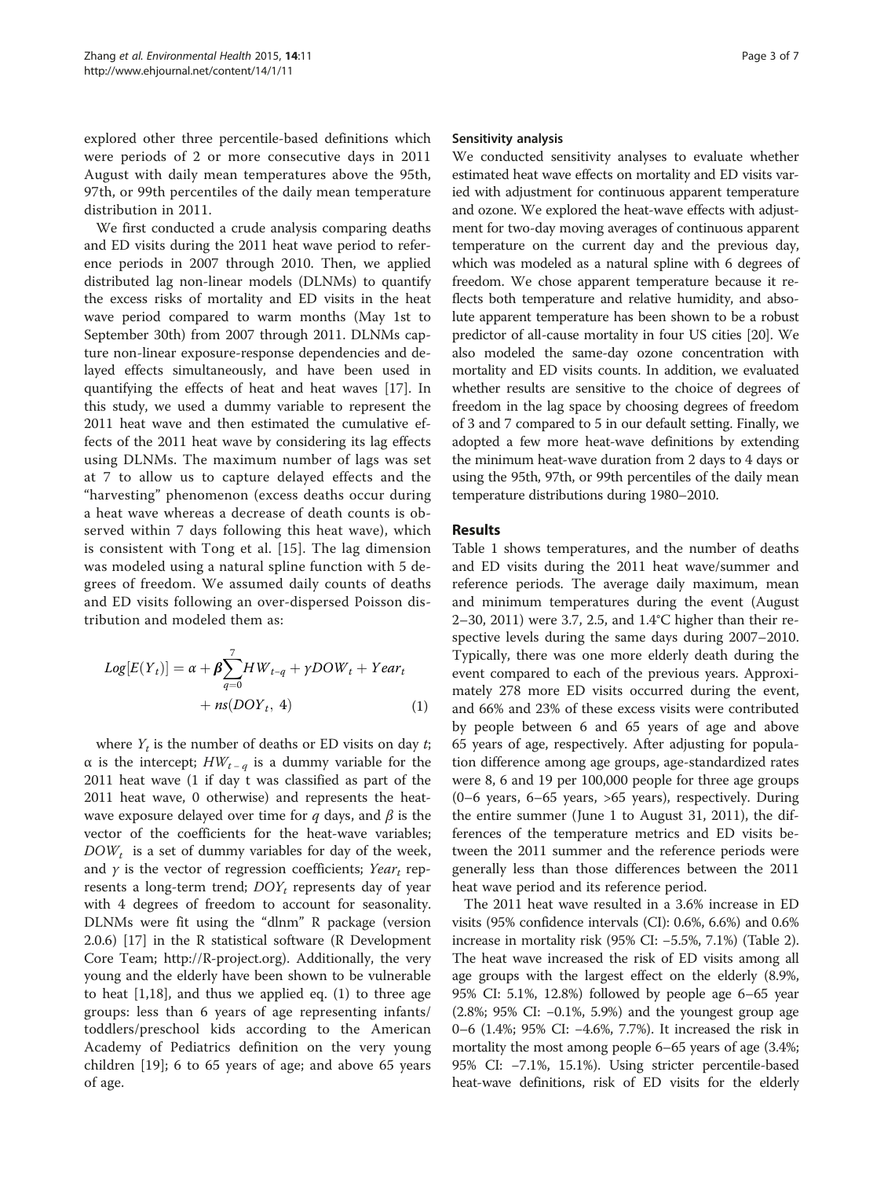explored other three percentile-based definitions which were periods of 2 or more consecutive days in 2011 August with daily mean temperatures above the 95th, 97th, or 99th percentiles of the daily mean temperature distribution in 2011.

We first conducted a crude analysis comparing deaths and ED visits during the 2011 heat wave period to reference periods in 2007 through 2010. Then, we applied distributed lag non-linear models (DLNMs) to quantify the excess risks of mortality and ED visits in the heat wave period compared to warm months (May 1st to September 30th) from 2007 through 2011. DLNMs capture non-linear exposure-response dependencies and delayed effects simultaneously, and have been used in quantifying the effects of heat and heat waves [17]. In this study, we used a dummy variable to represent the 2011 heat wave and then estimated the cumulative effects of the 2011 heat wave by considering its lag effects using DLNMs. The maximum number of lags was set at 7 to allow us to capture delayed effects and the "harvesting" phenomenon (excess deaths occur during a heat wave whereas a decrease of death counts is observed within 7 days following this heat wave), which is consistent with Tong et al. [15]. The lag dimension was modeled using a natural spline function with 5 degrees of freedom. We assumed daily counts of deaths and ED visits following an over-dispersed Poisson distribution and modeled them as:

$$Log[E(Y_t)] = \alpha + \boldsymbol{\beta}\sum_{q=0}^{7} HW_{t-q} + \gamma DOW_t + Year_t + ns(DOY_t,\ 4) \quad (1)$$

where $Y_t$ is the number of deaths or ED visits on day $t$; α is the intercept; $HW_{t-q}$ is a dummy variable for the 2011 heat wave (1 if day t was classified as part of the 2011 heat wave, 0 otherwise) and represents the heat-wave exposure delayed over time for $q$ days, and $\beta$ is the vector of the coefficients for the heat-wave variables; $DOW_t$ is a set of dummy variables for day of the week, and $\gamma$ is the vector of regression coefficients; $Year_t$ represents a long-term trend; $DOY_t$ represents day of year with 4 degrees of freedom to account for seasonality. DLNMs were fit using the "dlnm" R package (version 2.0.6) [17] in the R statistical software (R Development Core Team; http://R-project.org). Additionally, the very young and the elderly have been shown to be vulnerable to heat [1,18], and thus we applied eq. (1) to three age groups: less than 6 years of age representing infants/toddlers/preschool kids according to the American Academy of Pediatrics definition on the very young children [19]; 6 to 65 years of age; and above 65 years of age.

### Sensitivity analysis

We conducted sensitivity analyses to evaluate whether estimated heat wave effects on mortality and ED visits varied with adjustment for continuous apparent temperature and ozone. We explored the heat-wave effects with adjustment for two-day moving averages of continuous apparent temperature on the current day and the previous day, which was modeled as a natural spline with 6 degrees of freedom. We chose apparent temperature because it reflects both temperature and relative humidity, and absolute apparent temperature has been shown to be a robust predictor of all-cause mortality in four US cities [20]. We also modeled the same-day ozone concentration with mortality and ED visits counts. In addition, we evaluated whether results are sensitive to the choice of degrees of freedom in the lag space by choosing degrees of freedom of 3 and 7 compared to 5 in our default setting. Finally, we adopted a few more heat-wave definitions by extending the minimum heat-wave duration from 2 days to 4 days or using the 95th, 97th, or 99th percentiles of the daily mean temperature distributions during 1980–2010.

## Results

Table 1 shows temperatures, and the number of deaths and ED visits during the 2011 heat wave/summer and reference periods. The average daily maximum, mean and minimum temperatures during the event (August 2–30, 2011) were 3.7, 2.5, and 1.4°C higher than their respective levels during the same days during 2007–2010. Typically, there was one more elderly death during the event compared to each of the previous years. Approximately 278 more ED visits occurred during the event, and 66% and 23% of these excess visits were contributed by people between 6 and 65 years of age and above 65 years of age, respectively. After adjusting for population difference among age groups, age-standardized rates were 8, 6 and 19 per 100,000 people for three age groups (0–6 years, 6–65 years, >65 years), respectively. During the entire summer (June 1 to August 31, 2011), the differences of the temperature metrics and ED visits between the 2011 summer and the reference periods were generally less than those differences between the 2011 heat wave period and its reference period.

The 2011 heat wave resulted in a 3.6% increase in ED visits (95% confidence intervals (CI): 0.6%, 6.6%) and 0.6% increase in mortality risk (95% CI: −5.5%, 7.1%) (Table 2). The heat wave increased the risk of ED visits among all age groups with the largest effect on the elderly (8.9%, 95% CI: 5.1%, 12.8%) followed by people age 6–65 year (2.8%; 95% CI: −0.1%, 5.9%) and the youngest group age 0–6 (1.4%; 95% CI: −4.6%, 7.7%). It increased the risk in mortality the most among people 6–65 years of age (3.4%; 95% CI: −7.1%, 15.1%). Using stricter percentile-based heat-wave definitions, risk of ED visits for the elderly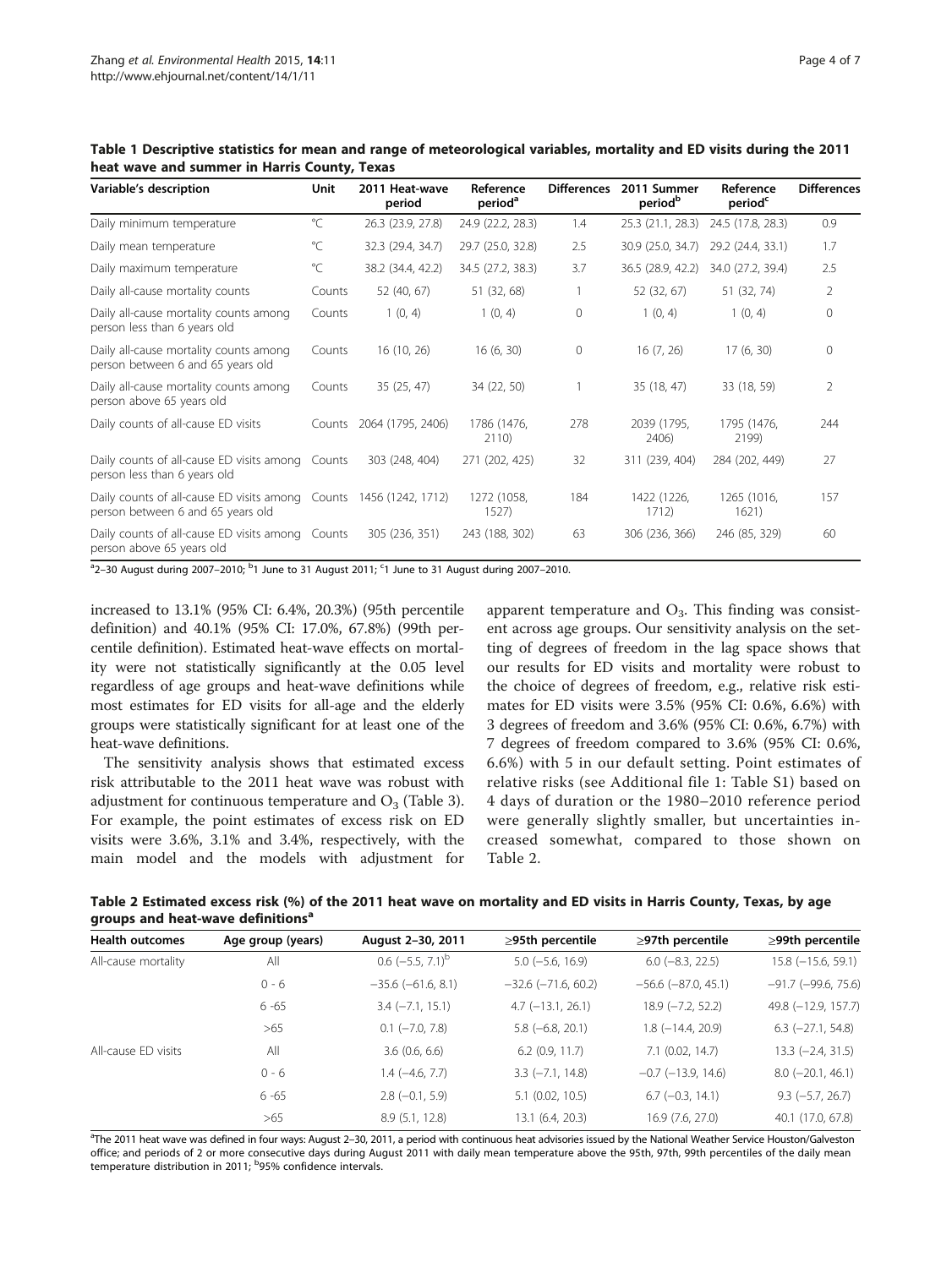**Table 1 Descriptive statistics for mean and range of meteorological variables, mortality and ED visits during the 2011 heat wave and summer in Harris County, Texas**

| Variable's description | Unit | 2011 Heat-wave period | Reference period[a] | Differences | 2011 Summer period[b] | Reference period[c] | Differences |
|---|---|---|---|---|---|---|---|
| Daily minimum temperature | °C | 26.3 (23.9, 27.8) | 24.9 (22.2, 28.3) | 1.4 | 25.3 (21.1, 28.3) | 24.5 (17.8, 28.3) | 0.9 |
| Daily mean temperature | °C | 32.3 (29.4, 34.7) | 29.7 (25.0, 32.8) | 2.5 | 30.9 (25.0, 34.7) | 29.2 (24.4, 33.1) | 1.7 |
| Daily maximum temperature | °C | 38.2 (34.4, 42.2) | 34.5 (27.2, 38.3) | 3.7 | 36.5 (28.9, 42.2) | 34.0 (27.2, 39.4) | 2.5 |
| Daily all-cause mortality counts | Counts | 52 (40, 67) | 51 (32, 68) | 1 | 52 (32, 67) | 51 (32, 74) | 2 |
| Daily all-cause mortality counts among person less than 6 years old | Counts | 1 (0, 4) | 1 (0, 4) | 0 | 1 (0, 4) | 1 (0, 4) | 0 |
| Daily all-cause mortality counts among person between 6 and 65 years old | Counts | 16 (10, 26) | 16 (6, 30) | 0 | 16 (7, 26) | 17 (6, 30) | 0 |
| Daily all-cause mortality counts among person above 65 years old | Counts | 35 (25, 47) | 34 (22, 50) | 1 | 35 (18, 47) | 33 (18, 59) | 2 |
| Daily counts of all-cause ED visits | Counts | 2064 (1795, 2406) | 1786 (1476, 2110) | 278 | 2039 (1795, 2406) | 1795 (1476, 2199) | 244 |
| Daily counts of all-cause ED visits among person less than 6 years old | Counts | 303 (248, 404) | 271 (202, 425) | 32 | 311 (239, 404) | 284 (202, 449) | 27 |
| Daily counts of all-cause ED visits among person between 6 and 65 years old | Counts | 1456 (1242, 1712) | 1272 (1058, 1527) | 184 | 1422 (1226, 1712) | 1265 (1016, 1621) | 157 |
| Daily counts of all-cause ED visits among person above 65 years old | Counts | 305 (236, 351) | 243 (188, 302) | 63 | 306 (236, 366) | 246 (85, 329) | 60 |

[a]2–30 August during 2007–2010; [b]1 June to 31 August 2011; [c]1 June to 31 August during 2007–2010.

increased to 13.1% (95% CI: 6.4%, 20.3%) (95th percentile definition) and 40.1% (95% CI: 17.0%, 67.8%) (99th percentile definition). Estimated heat-wave effects on mortality were not statistically significantly at the 0.05 level regardless of age groups and heat-wave definitions while most estimates for ED visits for all-age and the elderly groups were statistically significant for at least one of the heat-wave definitions.

The sensitivity analysis shows that estimated excess risk attributable to the 2011 heat wave was robust with adjustment for continuous temperature and $O_3$ (Table 3). For example, the point estimates of excess risk on ED visits were 3.6%, 3.1% and 3.4%, respectively, with the main model and the models with adjustment for apparent temperature and $O_3$. This finding was consistent across age groups. Our sensitivity analysis on the setting of degrees of freedom in the lag space shows that our results for ED visits and mortality were robust to the choice of degrees of freedom, e.g., relative risk estimates for ED visits were 3.5% (95% CI: 0.6%, 6.6%) with 3 degrees of freedom and 3.6% (95% CI: 0.6%, 6.7%) with 7 degrees of freedom compared to 3.6% (95% CI: 0.6%, 6.6%) with 5 in our default setting. Point estimates of relative risks (see Additional file 1: Table S1) based on 4 days of duration or the 1980–2010 reference period were generally slightly smaller, but uncertainties increased somewhat, compared to those shown on Table 2.

**Table 2 Estimated excess risk (%) of the 2011 heat wave on mortality and ED visits in Harris County, Texas, by age groups and heat-wave definitions[a]**

| Health outcomes | Age group (years) | August 2–30, 2011 | ≥95th percentile | ≥97th percentile | ≥99th percentile |
|---|---|---|---|---|---|
| All-cause mortality | All | 0.6 (−5.5, 7.1)[b] | 5.0 (−5.6, 16.9) | 6.0 (−8.3, 22.5) | 15.8 (−15.6, 59.1) |
| | 0 - 6 | −35.6 (−61.6, 8.1) | −32.6 (−71.6, 60.2) | −56.6 (−87.0, 45.1) | −91.7 (−99.6, 75.6) |
| | 6 -65 | 3.4 (−7.1, 15.1) | 4.7 (−13.1, 26.1) | 18.9 (−7.2, 52.2) | 49.8 (−12.9, 157.7) |
| | >65 | 0.1 (−7.0, 7.8) | 5.8 (−6.8, 20.1) | 1.8 (−14.4, 20.9) | 6.3 (−27.1, 54.8) |
| All-cause ED visits | All | 3.6 (0.6, 6.6) | 6.2 (0.9, 11.7) | 7.1 (0.02, 14.7) | 13.3 (−2.4, 31.5) |
| | 0 - 6 | 1.4 (−4.6, 7.7) | 3.3 (−7.1, 14.8) | −0.7 (−13.9, 14.6) | 8.0 (−20.1, 46.1) |
| | 6 -65 | 2.8 (−0.1, 5.9) | 5.1 (0.02, 10.5) | 6.7 (−0.3, 14.1) | 9.3 (−5.7, 26.7) |
| | >65 | 8.9 (5.1, 12.8) | 13.1 (6.4, 20.3) | 16.9 (7.6, 27.0) | 40.1 (17.0, 67.8) |

[a]The 2011 heat wave was defined in four ways: August 2–30, 2011, a period with continuous heat advisories issued by the National Weather Service Houston/Galveston office; and periods of 2 or more consecutive days during August 2011 with daily mean temperature above the 95th, 97th, 99th percentiles of the daily mean temperature distribution in 2011; [b]95% confidence intervals.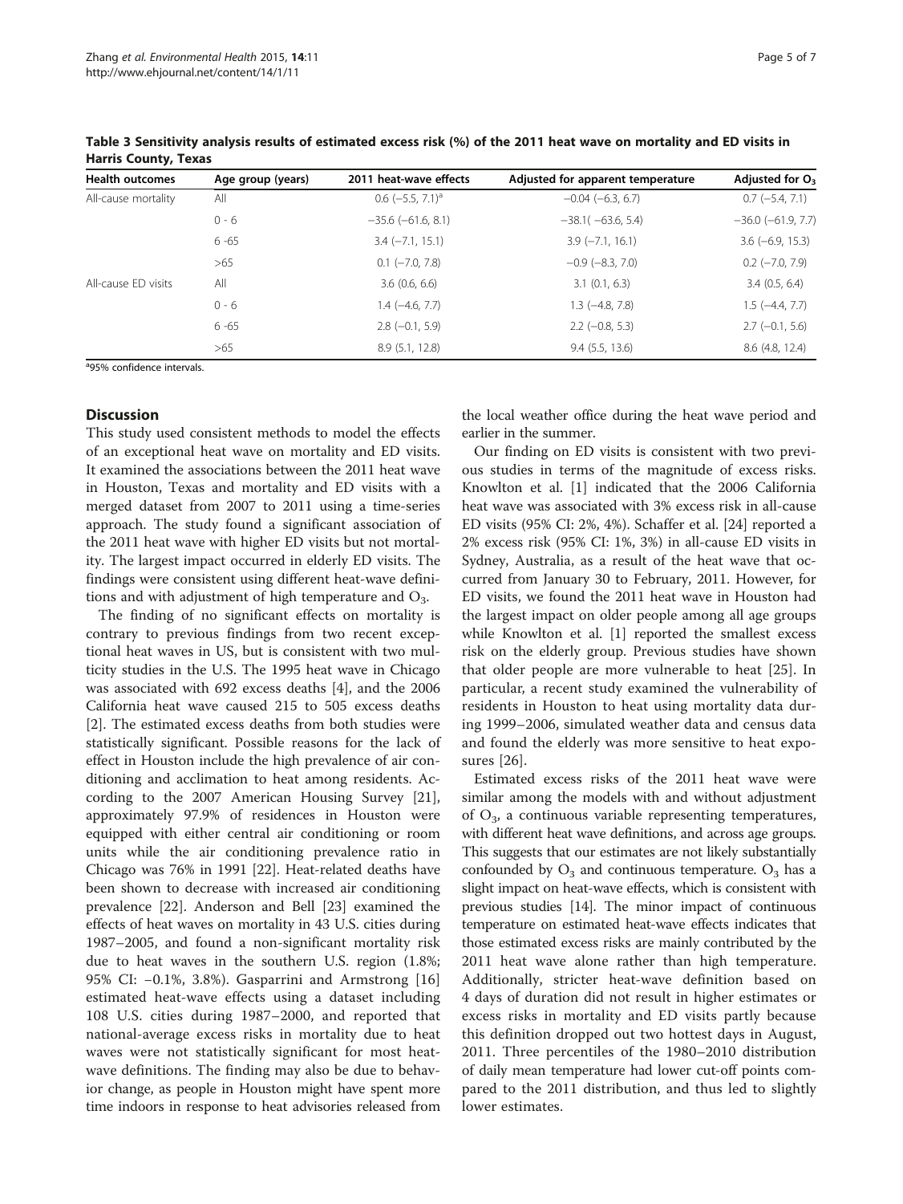**Table 3 Sensitivity analysis results of estimated excess risk (%) of the 2011 heat wave on mortality and ED visits in Harris County, Texas**

| Health outcomes | Age group (years) | 2011 heat-wave effects | Adjusted for apparent temperature | Adjusted for $O_3$ |
|---|---|---|---|---|
| All-cause mortality | All | 0.6 (−5.5, 7.1)[a] | −0.04 (−6.3, 6.7) | 0.7 (−5.4, 7.1) |
| | 0 - 6 | −35.6 (−61.6, 8.1) | −38.1( −63.6, 5.4) | −36.0 (−61.9, 7.7) |
| | 6 -65 | 3.4 (−7.1, 15.1) | 3.9 (−7.1, 16.1) | 3.6 (−6.9, 15.3) |
| | >65 | 0.1 (−7.0, 7.8) | −0.9 (−8.3, 7.0) | 0.2 (−7.0, 7.9) |
| All-cause ED visits | All | 3.6 (0.6, 6.6) | 3.1 (0.1, 6.3) | 3.4 (0.5, 6.4) |
| | 0 - 6 | 1.4 (−4.6, 7.7) | 1.3 (−4.8, 7.8) | 1.5 (−4.4, 7.7) |
| | 6 -65 | 2.8 (−0.1, 5.9) | 2.2 (−0.8, 5.3) | 2.7 (−0.1, 5.6) |
| | >65 | 8.9 (5.1, 12.8) | 9.4 (5.5, 13.6) | 8.6 (4.8, 12.4) |

[a]95% confidence intervals.

## Discussion

This study used consistent methods to model the effects of an exceptional heat wave on mortality and ED visits. It examined the associations between the 2011 heat wave in Houston, Texas and mortality and ED visits with a merged dataset from 2007 to 2011 using a time-series approach. The study found a significant association of the 2011 heat wave with higher ED visits but not mortality. The largest impact occurred in elderly ED visits. The findings were consistent using different heat-wave definitions and with adjustment of high temperature and $O_3$.

The finding of no significant effects on mortality is contrary to previous findings from two recent exceptional heat waves in US, but is consistent with two multicity studies in the U.S. The 1995 heat wave in Chicago was associated with 692 excess deaths [4], and the 2006 California heat wave caused 215 to 505 excess deaths [2]. The estimated excess deaths from both studies were statistically significant. Possible reasons for the lack of effect in Houston include the high prevalence of air conditioning and acclimation to heat among residents. According to the 2007 American Housing Survey [21], approximately 97.9% of residences in Houston were equipped with either central air conditioning or room units while the air conditioning prevalence ratio in Chicago was 76% in 1991 [22]. Heat-related deaths have been shown to decrease with increased air conditioning prevalence [22]. Anderson and Bell [23] examined the effects of heat waves on mortality in 43 U.S. cities during 1987–2005, and found a non-significant mortality risk due to heat waves in the southern U.S. region (1.8%; 95% CI: −0.1%, 3.8%). Gasparrini and Armstrong [16] estimated heat-wave effects using a dataset including 108 U.S. cities during 1987–2000, and reported that national-average excess risks in mortality due to heat waves were not statistically significant for most heat-wave definitions. The finding may also be due to behavior change, as people in Houston might have spent more time indoors in response to heat advisories released from the local weather office during the heat wave period and earlier in the summer.

Our finding on ED visits is consistent with two previous studies in terms of the magnitude of excess risks. Knowlton et al. [1] indicated that the 2006 California heat wave was associated with 3% excess risk in all-cause ED visits (95% CI: 2%, 4%). Schaffer et al. [24] reported a 2% excess risk (95% CI: 1%, 3%) in all-cause ED visits in Sydney, Australia, as a result of the heat wave that occurred from January 30 to February, 2011. However, for ED visits, we found the 2011 heat wave in Houston had the largest impact on older people among all age groups while Knowlton et al. [1] reported the smallest excess risk on the elderly group. Previous studies have shown that older people are more vulnerable to heat [25]. In particular, a recent study examined the vulnerability of residents in Houston to heat using mortality data during 1999–2006, simulated weather data and census data and found the elderly was more sensitive to heat exposures [26].

Estimated excess risks of the 2011 heat wave were similar among the models with and without adjustment of $O_3$, a continuous variable representing temperatures, with different heat wave definitions, and across age groups. This suggests that our estimates are not likely substantially confounded by $O_3$ and continuous temperature. $O_3$ has a slight impact on heat-wave effects, which is consistent with previous studies [14]. The minor impact of continuous temperature on estimated heat-wave effects indicates that those estimated excess risks are mainly contributed by the 2011 heat wave alone rather than high temperature. Additionally, stricter heat-wave definition based on 4 days of duration did not result in higher estimates or excess risks in mortality and ED visits partly because this definition dropped out two hottest days in August, 2011. Three percentiles of the 1980–2010 distribution of daily mean temperature had lower cut-off points compared to the 2011 distribution, and thus led to slightly lower estimates.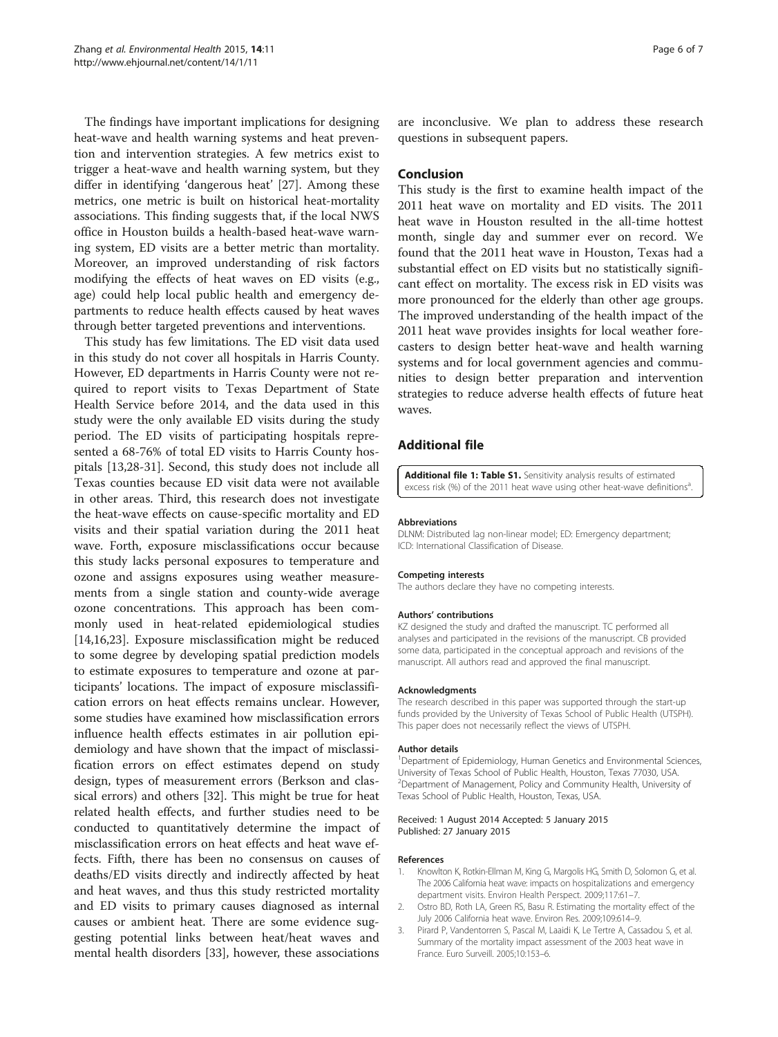The findings have important implications for designing heat-wave and health warning systems and heat prevention and intervention strategies. A few metrics exist to trigger a heat-wave and health warning system, but they differ in identifying 'dangerous heat' [27]. Among these metrics, one metric is built on historical heat-mortality associations. This finding suggests that, if the local NWS office in Houston builds a health-based heat-wave warning system, ED visits are a better metric than mortality. Moreover, an improved understanding of risk factors modifying the effects of heat waves on ED visits (e.g., age) could help local public health and emergency departments to reduce health effects caused by heat waves through better targeted preventions and interventions.

This study has few limitations. The ED visit data used in this study do not cover all hospitals in Harris County. However, ED departments in Harris County were not required to report visits to Texas Department of State Health Service before 2014, and the data used in this study were the only available ED visits during the study period. The ED visits of participating hospitals represented a 68-76% of total ED visits to Harris County hospitals [13,28-31]. Second, this study does not include all Texas counties because ED visit data were not available in other areas. Third, this research does not investigate the heat-wave effects on cause-specific mortality and ED visits and their spatial variation during the 2011 heat wave. Forth, exposure misclassifications occur because this study lacks personal exposures to temperature and ozone and assigns exposures using weather measurements from a single station and county-wide average ozone concentrations. This approach has been commonly used in heat-related epidemiological studies [14,16,23]. Exposure misclassification might be reduced to some degree by developing spatial prediction models to estimate exposures to temperature and ozone at participants' locations. The impact of exposure misclassification errors on heat effects remains unclear. However, some studies have examined how misclassification errors influence health effects estimates in air pollution epidemiology and have shown that the impact of misclassification errors on effect estimates depend on study design, types of measurement errors (Berkson and classical errors) and others [32]. This might be true for heat related health effects, and further studies need to be conducted to quantitatively determine the impact of misclassification errors on heat effects and heat wave effects. Fifth, there has been no consensus on causes of deaths/ED visits directly and indirectly affected by heat and heat waves, and thus this study restricted mortality and ED visits to primary causes diagnosed as internal causes or ambient heat. There are some evidence suggesting potential links between heat/heat waves and mental health disorders [33], however, these associations are inconclusive. We plan to address these research questions in subsequent papers.

## Conclusion

This study is the first to examine health impact of the 2011 heat wave on mortality and ED visits. The 2011 heat wave in Houston resulted in the all-time hottest month, single day and summer ever on record. We found that the 2011 heat wave in Houston, Texas had a substantial effect on ED visits but no statistically significant effect on mortality. The excess risk in ED visits was more pronounced for the elderly than other age groups. The improved understanding of the health impact of the 2011 heat wave provides insights for local weather forecasters to design better heat-wave and health warning systems and for local government agencies and communities to design better preparation and intervention strategies to reduce adverse health effects of future heat waves.

## Additional file

**Additional file 1: Table S1.** Sensitivity analysis results of estimated excess risk (%) of the 2011 heat wave using other heat-wave definitions[a].

#### Abbreviations

DLNM: Distributed lag non-linear model; ED: Emergency department; ICD: International Classification of Disease.

#### Competing interests

The authors declare they have no competing interests.

#### Authors' contributions

KZ designed the study and drafted the manuscript. TC performed all analyses and participated in the revisions of the manuscript. CB provided some data, participated in the conceptual approach and revisions of the manuscript. All authors read and approved the final manuscript.

#### Acknowledgments

The research described in this paper was supported through the start-up funds provided by the University of Texas School of Public Health (UTSPH). This paper does not necessarily reflect the views of UTSPH.

#### Author details

[1]Department of Epidemiology, Human Genetics and Environmental Sciences, University of Texas School of Public Health, Houston, Texas 77030, USA. [2]Department of Management, Policy and Community Health, University of Texas School of Public Health, Houston, Texas, USA.

Received: 1 August 2014 Accepted: 5 January 2015
Published: 27 January 2015

#### References

1. Knowlton K, Rotkin-Ellman M, King G, Margolis HG, Smith D, Solomon G, et al. The 2006 California heat wave: impacts on hospitalizations and emergency department visits. Environ Health Perspect. 2009;117:61–7.
2. Ostro BD, Roth LA, Green RS, Basu R. Estimating the mortality effect of the July 2006 California heat wave. Environ Res. 2009;109:614–9.
3. Pirard P, Vandentorren S, Pascal M, Laaidi K, Le Tertre A, Cassadou S, et al. Summary of the mortality impact assessment of the 2003 heat wave in France. Euro Surveill. 2005;10:153–6.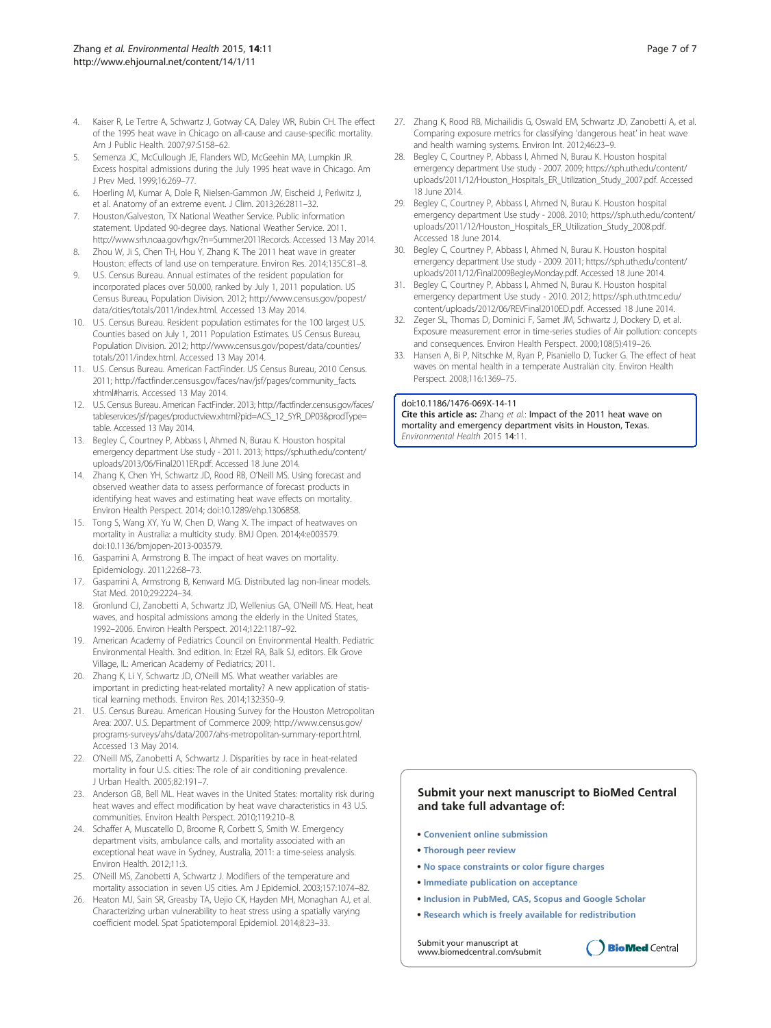4. Kaiser R, Le Tertre A, Schwartz J, Gotway CA, Daley WR, Rubin CH. The effect of the 1995 heat wave in Chicago on all-cause and cause-specific mortality. Am J Public Health. 2007;97:S158–62.
5. Semenza JC, McCullough JE, Flanders WD, McGeehin MA, Lumpkin JR. Excess hospital admissions during the July 1995 heat wave in Chicago. Am J Prev Med. 1999;16:269–77.
6. Hoerling M, Kumar A, Dole R, Nielsen-Gammon JW, Eischeid J, Perlwitz J, et al. Anatomy of an extreme event. J Clim. 2013;26:2811–32.
7. Houston/Galveston, TX National Weather Service. Public information statement. Updated 90-degree days. National Weather Service. 2011. http://www.srh.noaa.gov/hgx/?n=Summer2011Records. Accessed 13 May 2014.
8. Zhou W, Ji S, Chen TH, Hou Y, Zhang K. The 2011 heat wave in greater Houston: effects of land use on temperature. Environ Res. 2014;135C:81–8.
9. U.S. Census Bureau. Annual estimates of the resident population for incorporated places over 50,000, ranked by July 1, 2011 population. US Census Bureau, Population Division. 2012; http://www.census.gov/popest/data/cities/totals/2011/index.html. Accessed 13 May 2014.
10. U.S. Census Bureau. Resident population estimates for the 100 largest U.S. Counties based on July 1, 2011 Population Estimates. US Census Bureau, Population Division. 2012; http://www.census.gov/popest/data/counties/totals/2011/index.html. Accessed 13 May 2014.
11. U.S. Census Bureau. American FactFinder. US Census Bureau, 2010 Census. 2011; http://factfinder.census.gov/faces/nav/jsf/pages/community_facts.xhtml#harris. Accessed 13 May 2014.
12. U.S. Census Bureau. American FactFinder. 2013; http://factfinder.census.gov/faces/tableservices/jsf/pages/productview.xhtml?pid=ACS_12_5YR_DP03&prodType=table. Accessed 13 May 2014.
13. Begley C, Courtney P, Abbass I, Ahmed N, Burau K. Houston hospital emergency department Use study - 2011. 2013; https://sph.uth.edu/content/uploads/2013/06/Final2011ER.pdf. Accessed 18 June 2014.
14. Zhang K, Chen YH, Schwartz JD, Rood RB, O'Neill MS. Using forecast and observed weather data to assess performance of forecast products in identifying heat waves and estimating heat wave effects on mortality. Environ Health Perspect. 2014; doi:10.1289/ehp.1306858.
15. Tong S, Wang XY, Yu W, Chen D, Wang X. The impact of heatwaves on mortality in Australia: a multicity study. BMJ Open. 2014;4:e003579. doi:10.1136/bmjopen-2013-003579.
16. Gasparrini A, Armstrong B. The impact of heat waves on mortality. Epidemiology. 2011;22:68–73.
17. Gasparrini A, Armstrong B, Kenward MG. Distributed lag non-linear models. Stat Med. 2010;29:2224–34.
18. Gronlund CJ, Zanobetti A, Schwartz JD, Wellenius GA, O'Neill MS. Heat, heat waves, and hospital admissions among the elderly in the United States, 1992–2006. Environ Health Perspect. 2014;122:1187–92.
19. American Academy of Pediatrics Council on Environmental Health. Pediatric Environmental Health. 3nd edition. In: Etzel RA, Balk SJ, editors. Elk Grove Village, IL: American Academy of Pediatrics; 2011.
20. Zhang K, Li Y, Schwartz JD, O'Neill MS. What weather variables are important in predicting heat-related mortality? A new application of statistical learning methods. Environ Res. 2014;132:350–9.
21. U.S. Census Bureau. American Housing Survey for the Houston Metropolitan Area: 2007. U.S. Department of Commerce 2009; http://www.census.gov/programs-surveys/ahs/data/2007/ahs-metropolitan-summary-report.html. Accessed 13 May 2014.
22. O'Neill MS, Zanobetti A, Schwartz J. Disparities by race in heat-related mortality in four U.S. cities: The role of air conditioning prevalence. J Urban Health. 2005;82:191–7.
23. Anderson GB, Bell ML. Heat waves in the United States: mortality risk during heat waves and effect modification by heat wave characteristics in 43 U.S. communities. Environ Health Perspect. 2010;119:210–8.
24. Schaffer A, Muscatello D, Broome R, Corbett S, Smith W. Emergency department visits, ambulance calls, and mortality associated with an exceptional heat wave in Sydney, Australia, 2011: a time-seiess analysis. Environ Health. 2012;11:3.
25. O'Neill MS, Zanobetti A, Schwartz J. Modifiers of the temperature and mortality association in seven US cities. Am J Epidemiol. 2003;157:1074–82.
26. Heaton MJ, Sain SR, Greasby TA, Uejio CK, Hayden MH, Monaghan AJ, et al. Characterizing urban vulnerability to heat stress using a spatially varying coefficient model. Spat Spatiotemporal Epidemiol. 2014;8:23–33.
27. Zhang K, Rood RB, Michailidis G, Oswald EM, Schwartz JD, Zanobetti A, et al. Comparing exposure metrics for classifying 'dangerous heat' in heat wave and health warning systems. Environ Int. 2012;46:23–9.
28. Begley C, Courtney P, Abbass I, Ahmed N, Burau K. Houston hospital emergency department Use study - 2007. 2009; https://sph.uth.edu/content/uploads/2011/12/Houston_Hospitals_ER_Utilization_Study_2007.pdf. Accessed 18 June 2014.
29. Begley C, Courtney P, Abbass I, Ahmed N, Burau K. Houston hospital emergency department Use study - 2008. 2010; https://sph.uth.edu/content/uploads/2011/12/Houston_Hospitals_ER_Utilization_Study_2008.pdf. Accessed 18 June 2014.
30. Begley C, Courtney P, Abbass I, Ahmed N, Burau K. Houston hospital emergency department Use study - 2009. 2011; https://sph.uth.edu/content/uploads/2011/12/Final2009BegleyMonday.pdf. Accessed 18 June 2014.
31. Begley C, Courtney P, Abbass I, Ahmed N, Burau K. Houston hospital emergency department Use study - 2010. 2012; https://sph.uth.tmc.edu/content/uploads/2012/06/REVFinal2010ED.pdf. Accessed 18 June 2014.
32. Zeger SL, Thomas D, Dominici F, Samet JM, Schwartz J, Dockery D, et al. Exposure measurement error in time-series studies of Air pollution: concepts and consequences. Environ Health Perspect. 2000;108(5):419–26.
33. Hansen A, Bi P, Nitschke M, Ryan P, Pisaniello D, Tucker G. The effect of heat waves on mental health in a temperate Australian city. Environ Health Perspect. 2008;116:1369–75.

doi:10.1186/1476-069X-14-11

**Cite this article as:** Zhang *et al.*: Impact of the 2011 heat wave on mortality and emergency department visits in Houston, Texas. *Environmental Health* 2015 **14**:11.

**Submit your next manuscript to BioMed Central and take full advantage of:**

- **Convenient online submission**
- **Thorough peer review**
- **No space constraints or color figure charges**
- **Immediate publication on acceptance**
- **Inclusion in PubMed, CAS, Scopus and Google Scholar**
- **Research which is freely available for redistribution**

Submit your manuscript at
www.biomedcentral.com/submit

BioMed Central